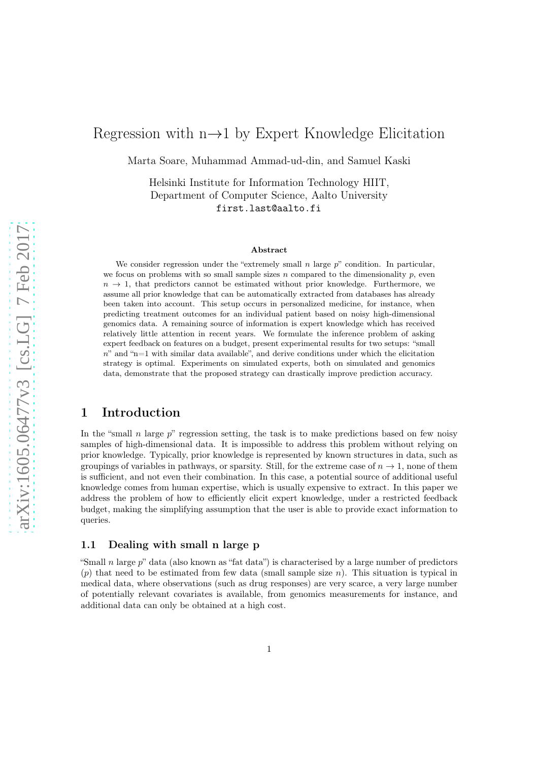# Regression with n→1 by Expert Knowledge Elicitation

Marta Soare, Muhammad Ammad-ud-din, and Samuel Kaski

Helsinki Institute for Information Technology HIIT,
Department of Computer Science, Aalto University
first.last@aalto.fi

### Abstract

We consider regression under the "extremely small $n$ large $p$" condition. In particular, we focus on problems with so small sample sizes $n$ compared to the dimensionality $p$, even $n \to 1$, that predictors cannot be estimated without prior knowledge. Furthermore, we assume all prior knowledge that can be automatically extracted from databases has already been taken into account. This setup occurs in personalized medicine, for instance, when predicting treatment outcomes for an individual patient based on noisy high-dimensional genomics data. A remaining source of information is expert knowledge which has received relatively little attention in recent years. We formulate the inference problem of asking expert feedback on features on a budget, present experimental results for two setups: "small $n$" and "n=1 with similar data available", and derive conditions under which the elicitation strategy is optimal. Experiments on simulated experts, both on simulated and genomics data, demonstrate that the proposed strategy can drastically improve prediction accuracy.

## 1 Introduction

In the "small $n$ large $p$" regression setting, the task is to make predictions based on few noisy samples of high-dimensional data. It is impossible to address this problem without relying on prior knowledge. Typically, prior knowledge is represented by known structures in data, such as groupings of variables in pathways, or sparsity. Still, for the extreme case of $n \to 1$, none of them is sufficient, and not even their combination. In this case, a potential source of additional useful knowledge comes from human expertise, which is usually expensive to extract. In this paper we address the problem of how to efficiently elicit expert knowledge, under a restricted feedback budget, making the simplifying assumption that the user is able to provide exact information to queries.

### 1.1 Dealing with small n large p

"Small $n$ large $p$" data (also known as "fat data") is characterised by a large number of predictors ($p$) that need to be estimated from few data (small sample size $n$). This situation is typical in medical data, where observations (such as drug responses) are very scarce, a very large number of potentially relevant covariates is available, from genomics measurements for instance, and additional data can only be obtained at a high cost.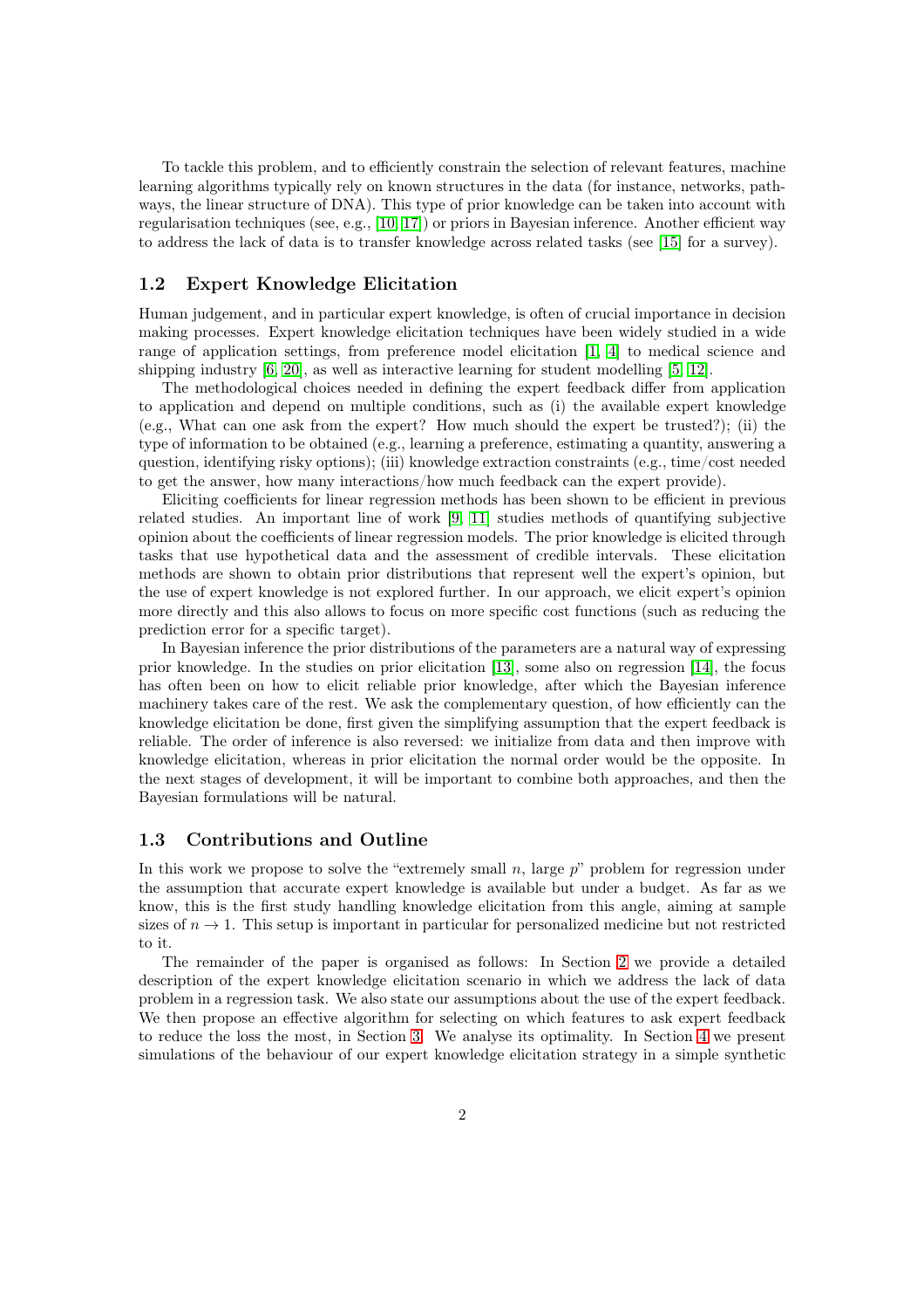To tackle this problem, and to efficiently constrain the selection of relevant features, machine learning algorithms typically rely on known structures in the data (for instance, networks, pathways, the linear structure of DNA). This type of prior knowledge can be taken into account with regularisation techniques (see, e.g., [10, 17]) or priors in Bayesian inference. Another efficient way to address the lack of data is to transfer knowledge across related tasks (see [15] for a survey).

## 1.2 Expert Knowledge Elicitation

Human judgement, and in particular expert knowledge, is often of crucial importance in decision making processes. Expert knowledge elicitation techniques have been widely studied in a wide range of application settings, from preference model elicitation [1, 4] to medical science and shipping industry [6, 20], as well as interactive learning for student modelling [5, 12].

The methodological choices needed in defining the expert feedback differ from application to application and depend on multiple conditions, such as (i) the available expert knowledge (e.g., What can one ask from the expert? How much should the expert be trusted?); (ii) the type of information to be obtained (e.g., learning a preference, estimating a quantity, answering a question, identifying risky options); (iii) knowledge extraction constraints (e.g., time/cost needed to get the answer, how many interactions/how much feedback can the expert provide).

Eliciting coefficients for linear regression methods has been shown to be efficient in previous related studies. An important line of work [9, 11] studies methods of quantifying subjective opinion about the coefficients of linear regression models. The prior knowledge is elicited through tasks that use hypothetical data and the assessment of credible intervals. These elicitation methods are shown to obtain prior distributions that represent well the expert's opinion, but the use of expert knowledge is not explored further. In our approach, we elicit expert's opinion more directly and this also allows to focus on more specific cost functions (such as reducing the prediction error for a specific target).

In Bayesian inference the prior distributions of the parameters are a natural way of expressing prior knowledge. In the studies on prior elicitation [13], some also on regression [14], the focus has often been on how to elicit reliable prior knowledge, after which the Bayesian inference machinery takes care of the rest. We ask the complementary question, of how efficiently can the knowledge elicitation be done, first given the simplifying assumption that the expert feedback is reliable. The order of inference is also reversed: we initialize from data and then improve with knowledge elicitation, whereas in prior elicitation the normal order would be the opposite. In the next stages of development, it will be important to combine both approaches, and then the Bayesian formulations will be natural.

## 1.3 Contributions and Outline

In this work we propose to solve the "extremely small $n$, large $p$" problem for regression under the assumption that accurate expert knowledge is available but under a budget. As far as we know, this is the first study handling knowledge elicitation from this angle, aiming at sample sizes of $n \to 1$. This setup is important in particular for personalized medicine but not restricted to it.

The remainder of the paper is organised as follows: In Section 2 we provide a detailed description of the expert knowledge elicitation scenario in which we address the lack of data problem in a regression task. We also state our assumptions about the use of the expert feedback. We then propose an effective algorithm for selecting on which features to ask expert feedback to reduce the loss the most, in Section 3. We analyse its optimality. In Section 4 we present simulations of the behaviour of our expert knowledge elicitation strategy in a simple synthetic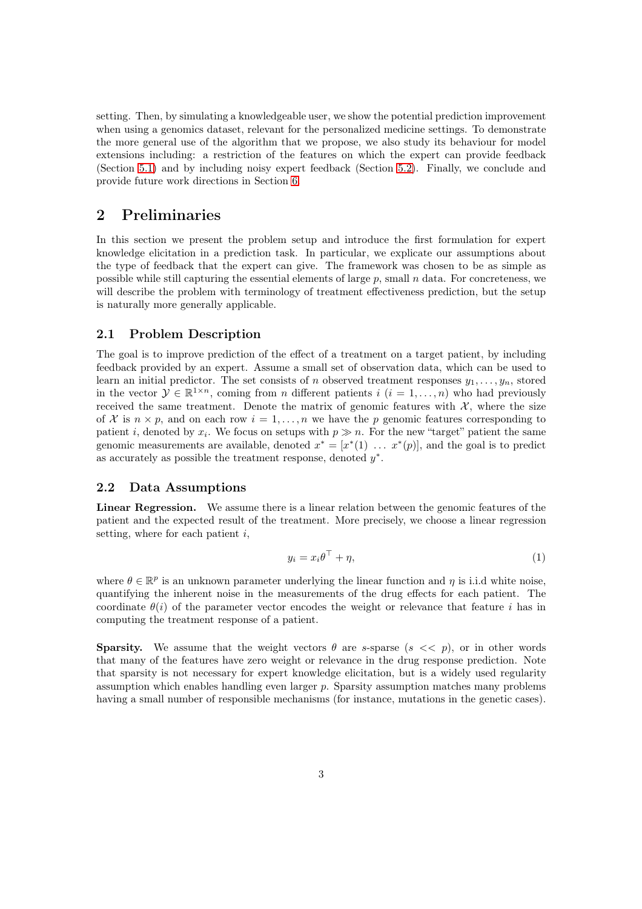setting. Then, by simulating a knowledgeable user, we show the potential prediction improvement when using a genomics dataset, relevant for the personalized medicine settings. To demonstrate the more general use of the algorithm that we propose, we also study its behaviour for model extensions including: a restriction of the features on which the expert can provide feedback (Section 5.1) and by including noisy expert feedback (Section 5.2). Finally, we conclude and provide future work directions in Section 6.

## 2 Preliminaries

In this section we present the problem setup and introduce the first formulation for expert knowledge elicitation in a prediction task. In particular, we explicate our assumptions about the type of feedback that the expert can give. The framework was chosen to be as simple as possible while still capturing the essential elements of large $p$, small $n$ data. For concreteness, we will describe the problem with terminology of treatment effectiveness prediction, but the setup is naturally more generally applicable.

### 2.1 Problem Description

The goal is to improve prediction of the effect of a treatment on a target patient, by including feedback provided by an expert. Assume a small set of observation data, which can be used to learn an initial predictor. The set consists of $n$ observed treatment responses $y_1, \ldots, y_n$, stored in the vector $\mathcal{Y} \in \mathbb{R}^{1\times n}$, coming from $n$ different patients $i$ ($i = 1, \ldots, n$) who had previously received the same treatment. Denote the matrix of genomic features with $\mathcal{X}$, where the size of $\mathcal{X}$ is $n \times p$, and on each row $i = 1, \ldots, n$ we have the $p$ genomic features corresponding to patient $i$, denoted by $x_i$. We focus on setups with $p \gg n$. For the new "target" patient the same genomic measurements are available, denoted $x^* = [x^*(1) \ \ldots \ x^*(p)]$, and the goal is to predict as accurately as possible the treatment response, denoted $y^*$.

### 2.2 Data Assumptions

**Linear Regression.** We assume there is a linear relation between the genomic features of the patient and the expected result of the treatment. More precisely, we choose a linear regression setting, where for each patient $i$,

$$y_i = x_i \theta^\top + \eta, \tag{1}$$

where $\theta \in \mathbb{R}^p$ is an unknown parameter underlying the linear function and $\eta$ is i.i.d white noise, quantifying the inherent noise in the measurements of the drug effects for each patient. The coordinate $\theta(i)$ of the parameter vector encodes the weight or relevance that feature $i$ has in computing the treatment response of a patient.

**Sparsity.** We assume that the weight vectors $\theta$ are $s$-sparse ($s << p$), or in other words that many of the features have zero weight or relevance in the drug response prediction. Note that sparsity is not necessary for expert knowledge elicitation, but is a widely used regularity assumption which enables handling even larger $p$. Sparsity assumption matches many problems having a small number of responsible mechanisms (for instance, mutations in the genetic cases).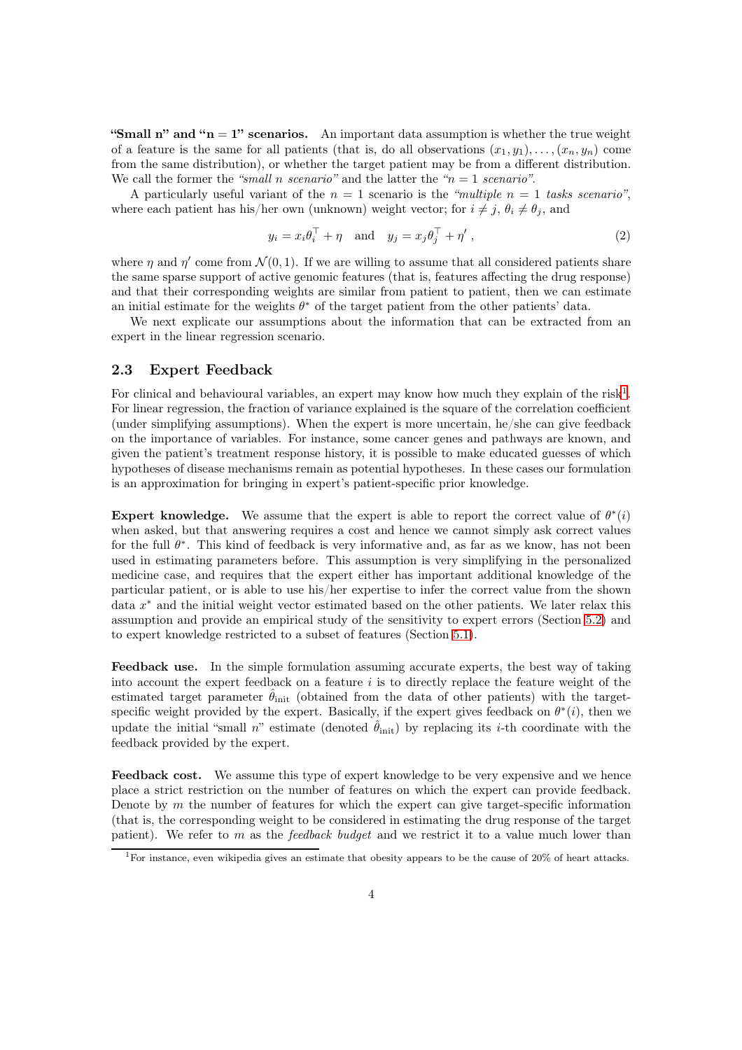**"Small n" and "n = 1" scenarios.** An important data assumption is whether the true weight of a feature is the same for all patients (that is, do all observations $(x_1, y_1), \ldots, (x_n, y_n)$ come from the same distribution), or whether the target patient may be from a different distribution. We call the former the *"small n scenario"* and the latter the *"n = 1 scenario"*.

A particularly useful variant of the $n = 1$ scenario is the *"multiple n = 1 tasks scenario"*, where each patient has his/her own (unknown) weight vector; for $i \neq j$, $\theta_i \neq \theta_j$, and

$$y_i = x_i \theta_i^\top + \eta \quad \text{and} \quad y_j = x_j \theta_j^\top + \eta' \,, \tag{2}$$

where $\eta$ and $\eta'$ come from $\mathcal{N}(0, 1)$. If we are willing to assume that all considered patients share the same sparse support of active genomic features (that is, features affecting the drug response) and that their corresponding weights are similar from patient to patient, then we can estimate an initial estimate for the weights $\theta^*$ of the target patient from the other patients' data.

We next explicate our assumptions about the information that can be extracted from an expert in the linear regression scenario.

## 2.3 Expert Feedback

For clinical and behavioural variables, an expert may know how much they explain of the risk[1]. For linear regression, the fraction of variance explained is the square of the correlation coefficient (under simplifying assumptions). When the expert is more uncertain, he/she can give feedback on the importance of variables. For instance, some cancer genes and pathways are known, and given the patient's treatment response history, it is possible to make educated guesses of which hypotheses of disease mechanisms remain as potential hypotheses. In these cases our formulation is an approximation for bringing in expert's patient-specific prior knowledge.

**Expert knowledge.** We assume that the expert is able to report the correct value of $\theta^*(i)$ when asked, but that answering requires a cost and hence we cannot simply ask correct values for the full $\theta^*$. This kind of feedback is very informative and, as far as we know, has not been used in estimating parameters before. This assumption is very simplifying in the personalized medicine case, and requires that the expert either has important additional knowledge of the particular patient, or is able to use his/her expertise to infer the correct value from the shown data $x^*$ and the initial weight vector estimated based on the other patients. We later relax this assumption and provide an empirical study of the sensitivity to expert errors (Section 5.2) and to expert knowledge restricted to a subset of features (Section 5.1).

**Feedback use.** In the simple formulation assuming accurate experts, the best way of taking into account the expert feedback on a feature $i$ is to directly replace the feature weight of the estimated target parameter $\hat{\theta}_{\text{init}}$ (obtained from the data of other patients) with the target-specific weight provided by the expert. Basically, if the expert gives feedback on $\theta^*(i)$, then we update the initial "small $n$" estimate (denoted $\hat{\theta}_{\text{init}}$) by replacing its $i$-th coordinate with the feedback provided by the expert.

**Feedback cost.** We assume this type of expert knowledge to be very expensive and we hence place a strict restriction on the number of features on which the expert can provide feedback. Denote by $m$ the number of features for which the expert can give target-specific information (that is, the corresponding weight to be considered in estimating the drug response of the target patient). We refer to $m$ as the *feedback budget* and we restrict it to a value much lower than

[1] For instance, even wikipedia gives an estimate that obesity appears to be the cause of 20% of heart attacks.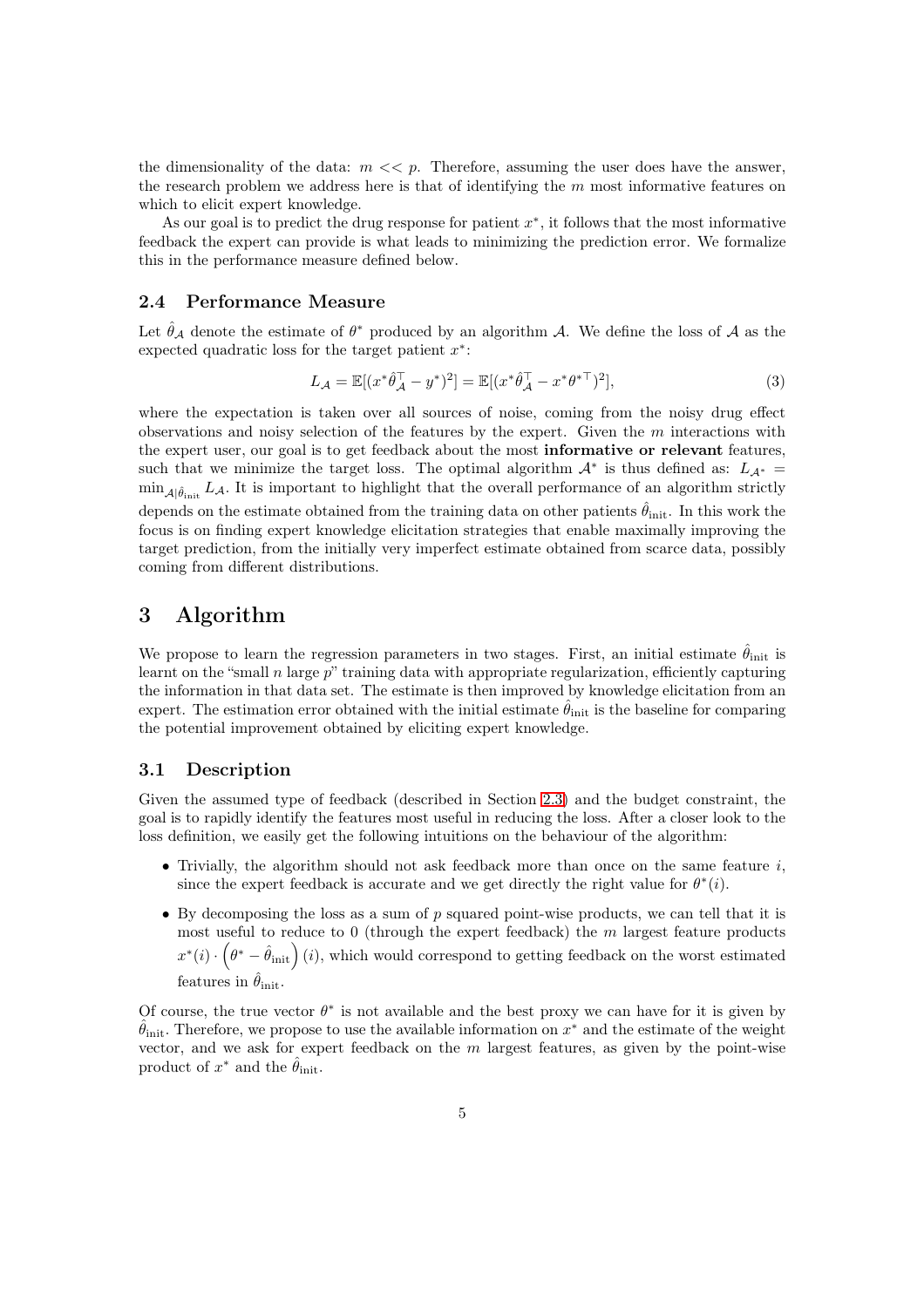the dimensionality of the data: $m << p$. Therefore, assuming the user does have the answer, the research problem we address here is that of identifying the $m$ most informative features on which to elicit expert knowledge.

As our goal is to predict the drug response for patient $x^*$, it follows that the most informative feedback the expert can provide is what leads to minimizing the prediction error. We formalize this in the performance measure defined below.

### 2.4 Performance Measure

Let $\hat{\theta}_{\mathcal{A}}$ denote the estimate of $\theta^*$ produced by an algorithm $\mathcal{A}$. We define the loss of $\mathcal{A}$ as the expected quadratic loss for the target patient $x^*$:

$$L_{\mathcal{A}} = \mathbb{E}[(x^* \hat{\theta}_{\mathcal{A}}^\top - y^*)^2] = \mathbb{E}[(x^* \hat{\theta}_{\mathcal{A}}^\top - x^* \theta^{*\top})^2], \tag{3}$$

where the expectation is taken over all sources of noise, coming from the noisy drug effect observations and noisy selection of the features by the expert. Given the $m$ interactions with the expert user, our goal is to get feedback about the most **informative or relevant** features, such that we minimize the target loss. The optimal algorithm $\mathcal{A}^*$ is thus defined as: $L_{\mathcal{A}^*} = \min_{\mathcal{A}|\hat{\theta}_{\text{init}}} L_{\mathcal{A}}$. It is important to highlight that the overall performance of an algorithm strictly depends on the estimate obtained from the training data on other patients $\hat{\theta}_{\text{init}}$. In this work the focus is on finding expert knowledge elicitation strategies that enable maximally improving the target prediction, from the initially very imperfect estimate obtained from scarce data, possibly coming from different distributions.

## 3 Algorithm

We propose to learn the regression parameters in two stages. First, an initial estimate $\hat{\theta}_{\text{init}}$ is learnt on the "small $n$ large $p$" training data with appropriate regularization, efficiently capturing the information in that data set. The estimate is then improved by knowledge elicitation from an expert. The estimation error obtained with the initial estimate $\hat{\theta}_{\text{init}}$ is the baseline for comparing the potential improvement obtained by eliciting expert knowledge.

### 3.1 Description

Given the assumed type of feedback (described in Section 2.3) and the budget constraint, the goal is to rapidly identify the features most useful in reducing the loss. After a closer look to the loss definition, we easily get the following intuitions on the behaviour of the algorithm:

- Trivially, the algorithm should not ask feedback more than once on the same feature $i$, since the expert feedback is accurate and we get directly the right value for $\theta^*(i)$.
- By decomposing the loss as a sum of $p$ squared point-wise products, we can tell that it is most useful to reduce to 0 (through the expert feedback) the $m$ largest feature products $x^*(i) \cdot \left(\theta^* - \hat{\theta}_{\text{init}}\right)(i)$, which would correspond to getting feedback on the worst estimated features in $\hat{\theta}_{\text{init}}$.

Of course, the true vector $\theta^*$ is not available and the best proxy we can have for it is given by $\hat{\theta}_{\text{init}}$. Therefore, we propose to use the available information on $x^*$ and the estimate of the weight vector, and we ask for expert feedback on the $m$ largest features, as given by the point-wise product of $x^*$ and the $\hat{\theta}_{\text{init}}$.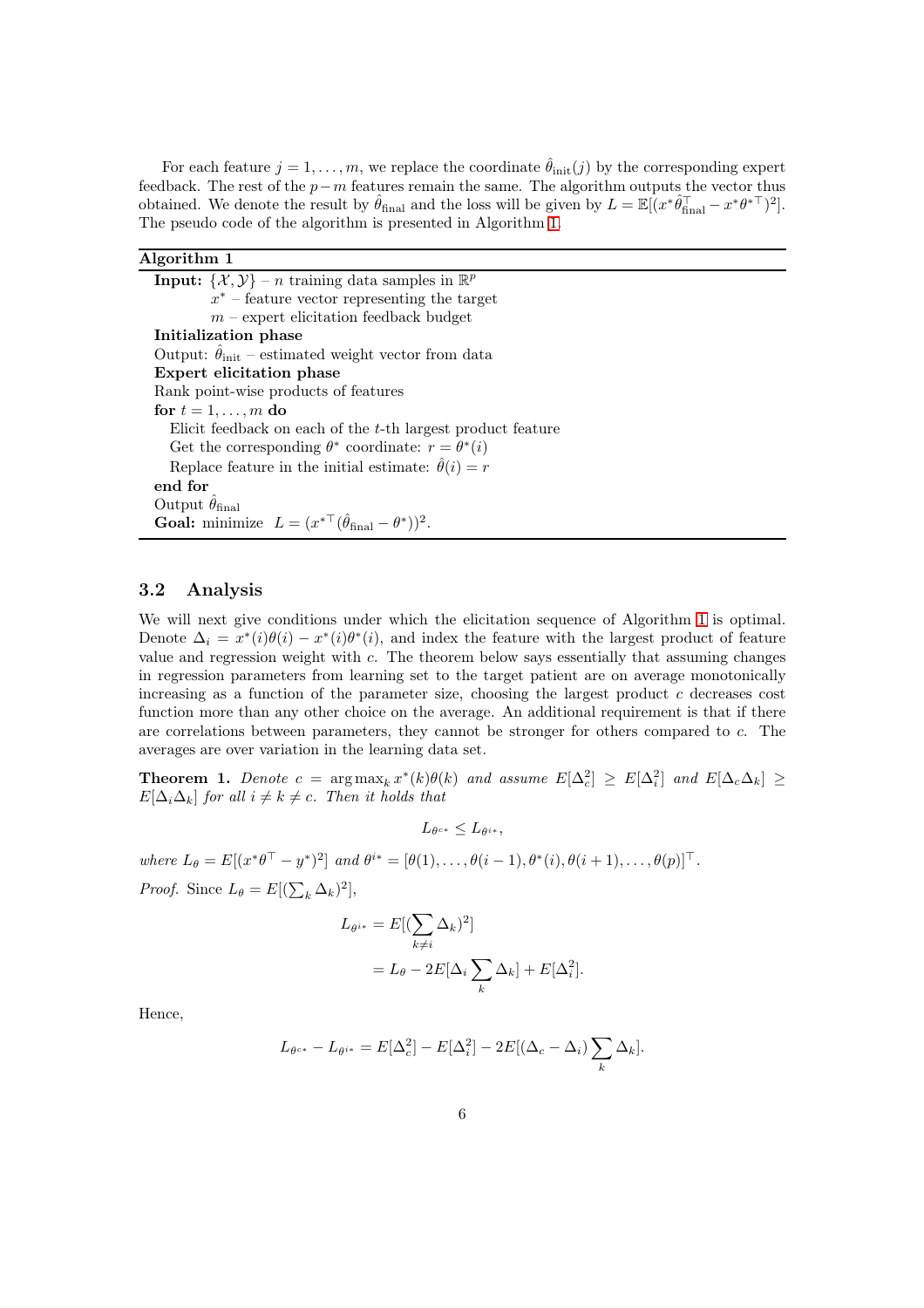For each feature $j = 1, \ldots, m$, we replace the coordinate $\hat{\theta}_{\text{init}}(j)$ by the corresponding expert feedback. The rest of the $p-m$ features remain the same. The algorithm outputs the vector thus obtained. We denote the result by $\hat{\theta}_{\text{final}}$ and the loss will be given by $L = \mathbb{E}[(x^*\hat{\theta}_{\text{final}}^\top - x^*\theta^{*\top})^2]$. The pseudo code of the algorithm is presented in Algorithm 1.

**Algorithm 1**

**Input:** $\{\mathcal{X}, \mathcal{Y}\}$ – $n$ training data samples in $\mathbb{R}^p$
  $x^*$ – feature vector representing the target
  $m$ – expert elicitation feedback budget
**Initialization phase**
Output: $\hat{\theta}_{\text{init}}$ – estimated weight vector from data
**Expert elicitation phase**
Rank point-wise products of features
**for** $t = 1, \ldots, m$ **do**
  Elicit feedback on each of the $t$-th largest product feature
  Get the corresponding $\theta^*$ coordinate: $r = \theta^*(i)$
  Replace feature in the initial estimate: $\hat{\theta}(i) = r$
**end for**
Output $\hat{\theta}_{\text{final}}$
**Goal:** minimize $L = (x^{*\top}(\hat{\theta}_{\text{final}} - \theta^*))^2$.

## 3.2 Analysis

We will next give conditions under which the elicitation sequence of Algorithm 1 is optimal. Denote $\Delta_i = x^*(i)\theta(i) - x^*(i)\theta^*(i)$, and index the feature with the largest product of feature value and regression weight with $c$. The theorem below says essentially that assuming changes in regression parameters from learning set to the target patient are on average monotonically increasing as a function of the parameter size, choosing the largest product $c$ decreases cost function more than any other choice on the average. An additional requirement is that if there are correlations between parameters, they cannot be stronger for others compared to $c$. The averages are over variation in the learning data set.

**Theorem 1.** *Denote $c = \arg\max_k x^*(k)\theta(k)$ and assume $E[\Delta_c^2] \geq E[\Delta_i^2]$ and $E[\Delta_c\Delta_k] \geq E[\Delta_i\Delta_k]$ for all $i \neq k \neq c$. Then it holds that*

$$L_{\theta^{c*}} \leq L_{\theta^{i*}},$$

*where $L_\theta = E[(x^*\theta^\top - y^*)^2]$ and $\theta^{i*} = [\theta(1), \ldots, \theta(i-1), \theta^*(i), \theta(i+1), \ldots, \theta(p)]^\top$.*

*Proof.* Since $L_\theta = E[(\sum_k \Delta_k)^2]$,

$$\begin{aligned} L_{\theta^{i*}} &= E[(\sum_{k \neq i} \Delta_k)^2] \\ &= L_\theta - 2E[\Delta_i \sum_k \Delta_k] + E[\Delta_i^2]. \end{aligned}$$

Hence,

$$L_{\theta^{c*}} - L_{\theta^{i*}} = E[\Delta_c^2] - E[\Delta_i^2] - 2E[(\Delta_c - \Delta_i)\sum_k \Delta_k].$$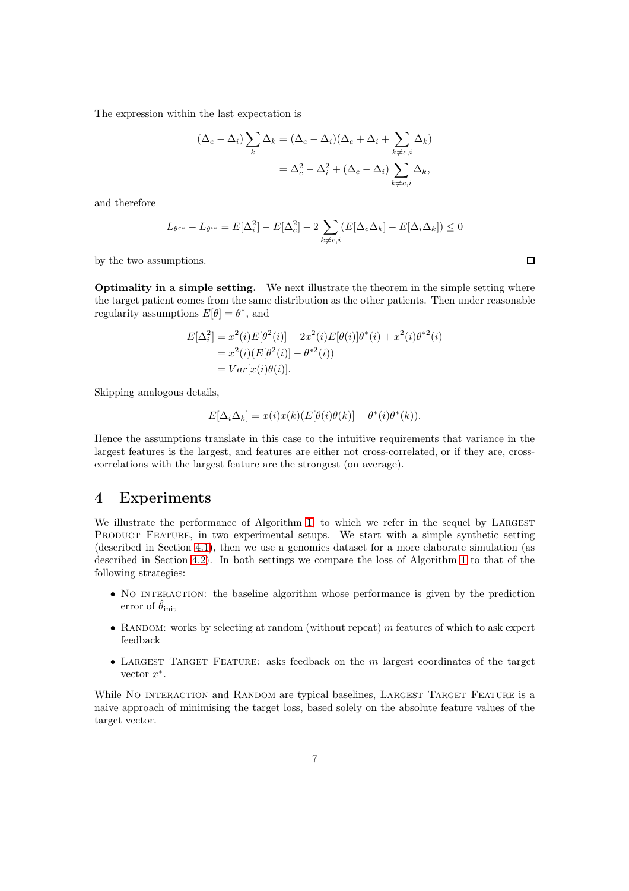The expression within the last expectation is

$$
\begin{aligned}
(\Delta_c - \Delta_i) \sum_k \Delta_k &= (\Delta_c - \Delta_i)(\Delta_c + \Delta_i + \sum_{k \neq c,i} \Delta_k) \\
&= \Delta_c^2 - \Delta_i^2 + (\Delta_c - \Delta_i) \sum_{k \neq c,i} \Delta_k,
\end{aligned}
$$

and therefore

$$
L_{\theta^{c*}} - L_{\theta^{i*}} = E[\Delta_i^2] - E[\Delta_c^2] - 2 \sum_{k \neq c,i} (E[\Delta_c \Delta_k] - E[\Delta_i \Delta_k]) \leq 0
$$

by the two assumptions. □

**Optimality in a simple setting.** We next illustrate the theorem in the simple setting where the target patient comes from the same distribution as the other patients. Then under reasonable regularity assumptions $E[\theta] = \theta^*$, and

$$
\begin{aligned}
E[\Delta_i^2] &= x^2(i) E[\theta^2(i)] - 2x^2(i) E[\theta(i)] \theta^*(i) + x^2(i) \theta^{*2}(i) \\
&= x^2(i)(E[\theta^2(i)] - \theta^{*2}(i)) \\
&= Var[x(i)\theta(i)].
\end{aligned}
$$

Skipping analogous details,

$$
E[\Delta_i \Delta_k] = x(i)x(k)(E[\theta(i)\theta(k)] - \theta^*(i)\theta^*(k)).
$$

Hence the assumptions translate in this case to the intuitive requirements that variance in the largest features is the largest, and features are either not cross-correlated, or if they are, cross-correlations with the largest feature are the strongest (on average).

## 4 Experiments

We illustrate the performance of Algorithm 1, to which we refer in the sequel by Largest Product Feature, in two experimental setups. We start with a simple synthetic setting (described in Section 4.1), then we use a genomics dataset for a more elaborate simulation (as described in Section 4.2). In both settings we compare the loss of Algorithm 1 to that of the following strategies:

- No interaction: the baseline algorithm whose performance is given by the prediction error of $\hat{\theta}_{\text{init}}$
- Random: works by selecting at random (without repeat) $m$ features of which to ask expert feedback
- Largest Target Feature: asks feedback on the $m$ largest coordinates of the target vector $x^*$.

While No interaction and Random are typical baselines, Largest Target Feature is a naive approach of minimising the target loss, based solely on the absolute feature values of the target vector.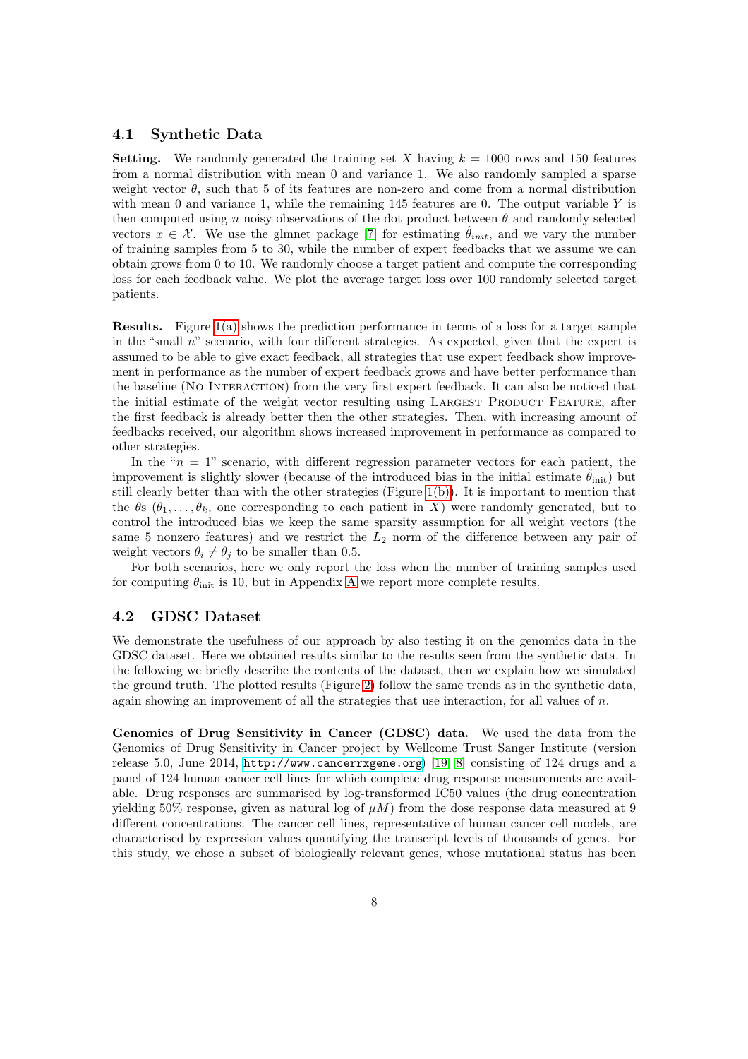### 4.1 Synthetic Data

**Setting.** We randomly generated the training set $X$ having $k = 1000$ rows and 150 features from a normal distribution with mean 0 and variance 1. We also randomly sampled a sparse weight vector $\theta$, such that 5 of its features are non-zero and come from a normal distribution with mean 0 and variance 1, while the remaining 145 features are 0. The output variable $Y$ is then computed using $n$ noisy observations of the dot product between $\theta$ and randomly selected vectors $x \in \mathcal{X}$. We use the glmnet package [7] for estimating $\hat{\theta}_{init}$, and we vary the number of training samples from 5 to 30, while the number of expert feedbacks that we assume we can obtain grows from 0 to 10. We randomly choose a target patient and compute the corresponding loss for each feedback value. We plot the average target loss over 100 randomly selected target patients.

**Results.** Figure 1(a) shows the prediction performance in terms of a loss for a target sample in the "small $n$" scenario, with four different strategies. As expected, given that the expert is assumed to be able to give exact feedback, all strategies that use expert feedback show improvement in performance as the number of expert feedback grows and have better performance than the baseline (No Interaction) from the very first expert feedback. It can also be noticed that the initial estimate of the weight vector resulting using Largest Product Feature, after the first feedback is already better then the other strategies. Then, with increasing amount of feedbacks received, our algorithm shows increased improvement in performance as compared to other strategies.

In the "$n = 1$" scenario, with different regression parameter vectors for each patient, the improvement is slightly slower (because of the introduced bias in the initial estimate $\hat{\theta}_{\text{init}}$) but still clearly better than with the other strategies (Figure 1(b)). It is important to mention that the $\theta$s ($\theta_1, \ldots, \theta_k$, one corresponding to each patient in $X$) were randomly generated, but to control the introduced bias we keep the same sparsity assumption for all weight vectors (the same 5 nonzero features) and we restrict the $L_2$ norm of the difference between any pair of weight vectors $\theta_i \neq \theta_j$ to be smaller than 0.5.

For both scenarios, here we only report the loss when the number of training samples used for computing $\theta_{\text{init}}$ is 10, but in Appendix A we report more complete results.

### 4.2 GDSC Dataset

We demonstrate the usefulness of our approach by also testing it on the genomics data in the GDSC dataset. Here we obtained results similar to the results seen from the synthetic data. In the following we briefly describe the contents of the dataset, then we explain how we simulated the ground truth. The plotted results (Figure 2) follow the same trends as in the synthetic data, again showing an improvement of all the strategies that use interaction, for all values of $n$.

**Genomics of Drug Sensitivity in Cancer (GDSC) data.** We used the data from the Genomics of Drug Sensitivity in Cancer project by Wellcome Trust Sanger Institute (version release 5.0, June 2014, http://www.cancerrxgene.org) [19, 8] consisting of 124 drugs and a panel of 124 human cancer cell lines for which complete drug response measurements are available. Drug responses are summarised by log-transformed IC50 values (the drug concentration yielding 50% response, given as natural log of $\mu M$) from the dose response data measured at 9 different concentrations. The cancer cell lines, representative of human cancer cell models, are characterised by expression values quantifying the transcript levels of thousands of genes. For this study, we chose a subset of biologically relevant genes, whose mutational status has been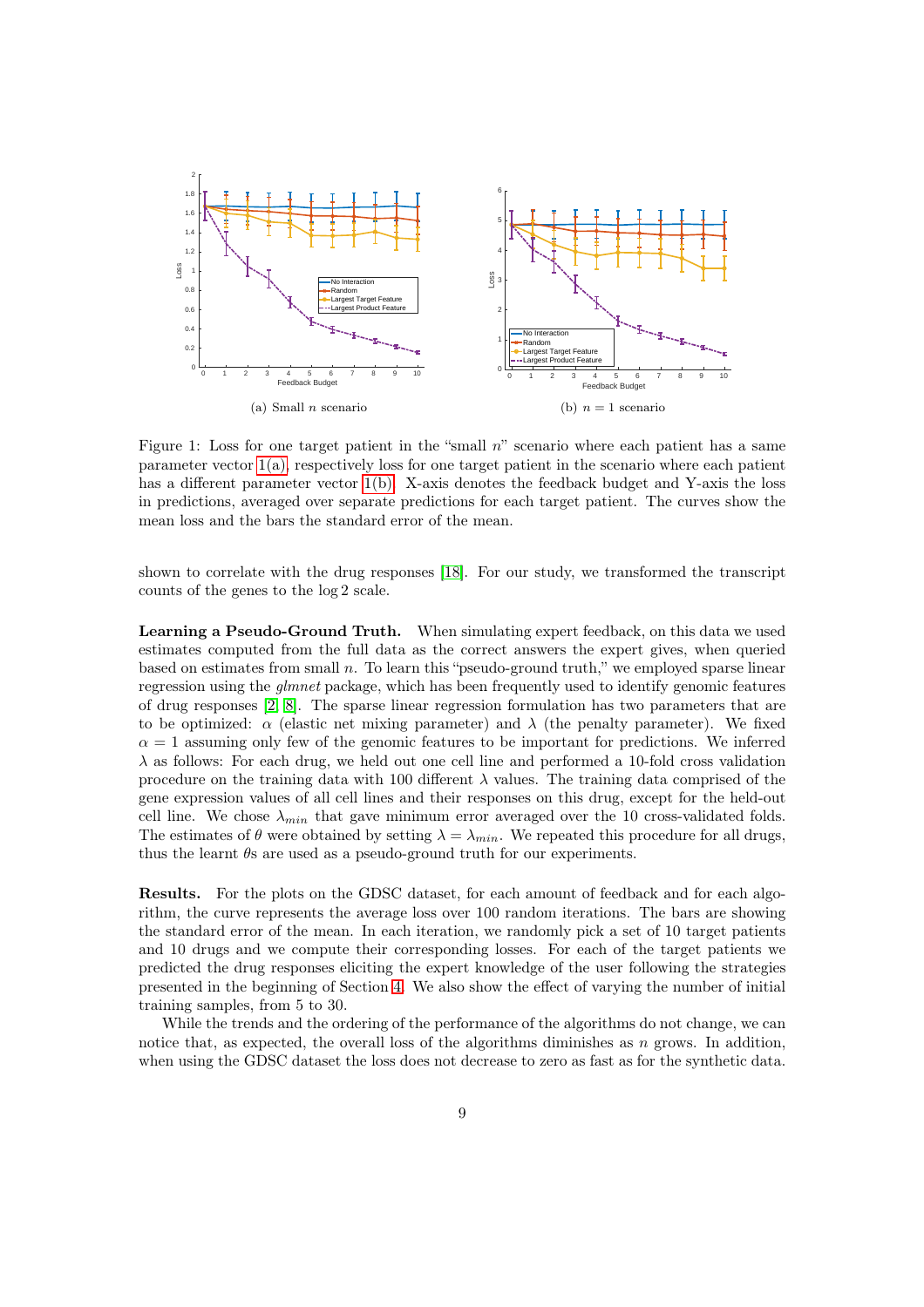(a) Small $n$ scenario

(b) $n = 1$ scenario

Figure 1: Loss for one target patient in the "small $n$" scenario where each patient has a same parameter vector 1(a), respectively loss for one target patient in the scenario where each patient has a different parameter vector 1(b). X-axis denotes the feedback budget and Y-axis the loss in predictions, averaged over separate predictions for each target patient. The curves show the mean loss and the bars the standard error of the mean.

shown to correlate with the drug responses [18]. For our study, we transformed the transcript counts of the genes to the log 2 scale.

**Learning a Pseudo-Ground Truth.** When simulating expert feedback, on this data we used estimates computed from the full data as the correct answers the expert gives, when queried based on estimates from small $n$. To learn this "pseudo-ground truth," we employed sparse linear regression using the *glmnet* package, which has been frequently used to identify genomic features of drug responses [2, 8]. The sparse linear regression formulation has two parameters that are to be optimized: $\alpha$ (elastic net mixing parameter) and $\lambda$ (the penalty parameter). We fixed $\alpha = 1$ assuming only few of the genomic features to be important for predictions. We inferred $\lambda$ as follows: For each drug, we held out one cell line and performed a 10-fold cross validation procedure on the training data with 100 different $\lambda$ values. The training data comprised of the gene expression values of all cell lines and their responses on this drug, except for the held-out cell line. We chose $\lambda_{min}$ that gave minimum error averaged over the 10 cross-validated folds. The estimates of $\theta$ were obtained by setting $\lambda = \lambda_{min}$. We repeated this procedure for all drugs, thus the learnt $\theta$s are used as a pseudo-ground truth for our experiments.

**Results.** For the plots on the GDSC dataset, for each amount of feedback and for each algorithm, the curve represents the average loss over 100 random iterations. The bars are showing the standard error of the mean. In each iteration, we randomly pick a set of 10 target patients and 10 drugs and we compute their corresponding losses. For each of the target patients we predicted the drug responses eliciting the expert knowledge of the user following the strategies presented in the beginning of Section 4. We also show the effect of varying the number of initial training samples, from 5 to 30.

While the trends and the ordering of the performance of the algorithms do not change, we can notice that, as expected, the overall loss of the algorithms diminishes as $n$ grows. In addition, when using the GDSC dataset the loss does not decrease to zero as fast as for the synthetic data.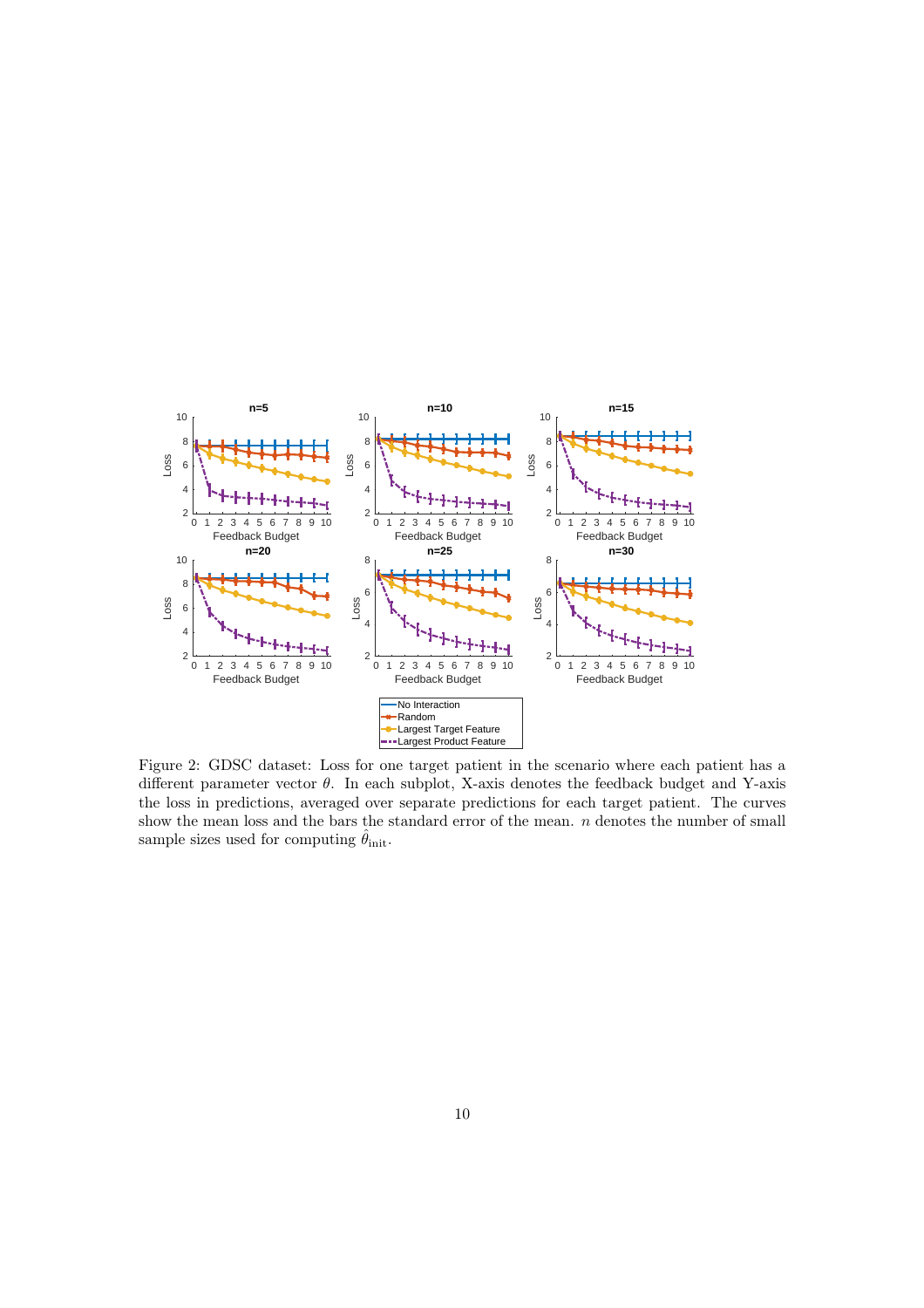Figure 2: GDSC dataset: Loss for one target patient in the scenario where each patient has a different parameter vector $\theta$. In each subplot, X-axis denotes the feedback budget and Y-axis the loss in predictions, averaged over separate predictions for each target patient. The curves show the mean loss and the bars the standard error of the mean. $n$ denotes the number of small sample sizes used for computing $\hat{\theta}_{\text{init}}$.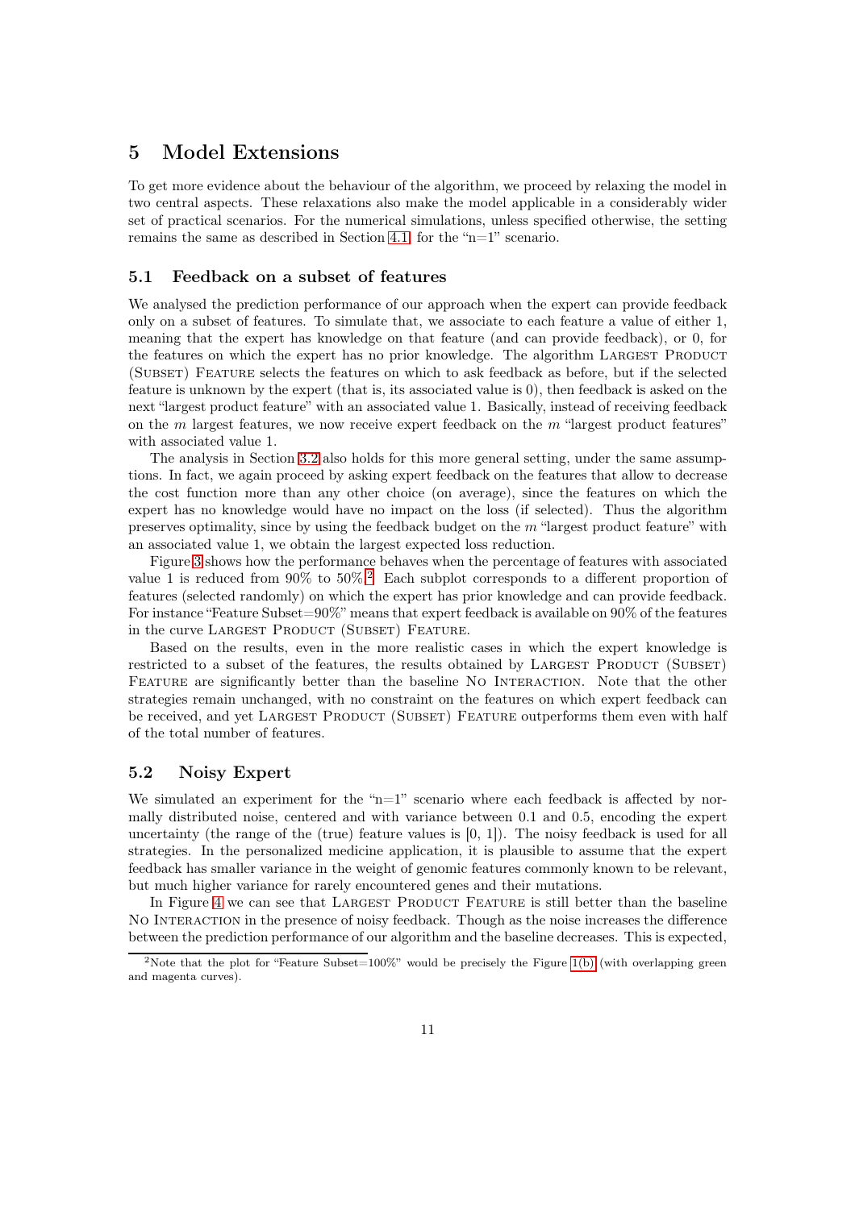# 5 Model Extensions

To get more evidence about the behaviour of the algorithm, we proceed by relaxing the model in two central aspects. These relaxations also make the model applicable in a considerably wider set of practical scenarios. For the numerical simulations, unless specified otherwise, the setting remains the same as described in Section 4.1, for the "n=1" scenario.

## 5.1 Feedback on a subset of features

We analysed the prediction performance of our approach when the expert can provide feedback only on a subset of features. To simulate that, we associate to each feature a value of either 1, meaning that the expert has knowledge on that feature (and can provide feedback), or 0, for the features on which the expert has no prior knowledge. The algorithm Largest Product (Subset) Feature selects the features on which to ask feedback as before, but if the selected feature is unknown by the expert (that is, its associated value is 0), then feedback is asked on the next "largest product feature" with an associated value 1. Basically, instead of receiving feedback on the $m$ largest features, we now receive expert feedback on the $m$ "largest product features" with associated value 1.

The analysis in Section 3.2 also holds for this more general setting, under the same assumptions. In fact, we again proceed by asking expert feedback on the features that allow to decrease the cost function more than any other choice (on average), since the features on which the expert has no knowledge would have no impact on the loss (if selected). Thus the algorithm preserves optimality, since by using the feedback budget on the $m$ "largest product feature" with an associated value 1, we obtain the largest expected loss reduction.

Figure 3 shows how the performance behaves when the percentage of features with associated value 1 is reduced from 90% to 50%.[2] Each subplot corresponds to a different proportion of features (selected randomly) on which the expert has prior knowledge and can provide feedback. For instance "Feature Subset=90%" means that expert feedback is available on 90% of the features in the curve Largest Product (Subset) Feature.

Based on the results, even in the more realistic cases in which the expert knowledge is restricted to a subset of the features, the results obtained by Largest Product (Subset) Feature are significantly better than the baseline No Interaction. Note that the other strategies remain unchanged, with no constraint on the features on which expert feedback can be received, and yet Largest Product (Subset) Feature outperforms them even with half of the total number of features.

## 5.2 Noisy Expert

We simulated an experiment for the "n=1" scenario where each feedback is affected by normally distributed noise, centered and with variance between 0.1 and 0.5, encoding the expert uncertainty (the range of the (true) feature values is [0, 1]). The noisy feedback is used for all strategies. In the personalized medicine application, it is plausible to assume that the expert feedback has smaller variance in the weight of genomic features commonly known to be relevant, but much higher variance for rarely encountered genes and their mutations.

In Figure 4 we can see that Largest Product Feature is still better than the baseline No Interaction in the presence of noisy feedback. Though as the noise increases the difference between the prediction performance of our algorithm and the baseline decreases. This is expected,

[2] Note that the plot for "Feature Subset=100%" would be precisely the Figure 1(b) (with overlapping green and magenta curves).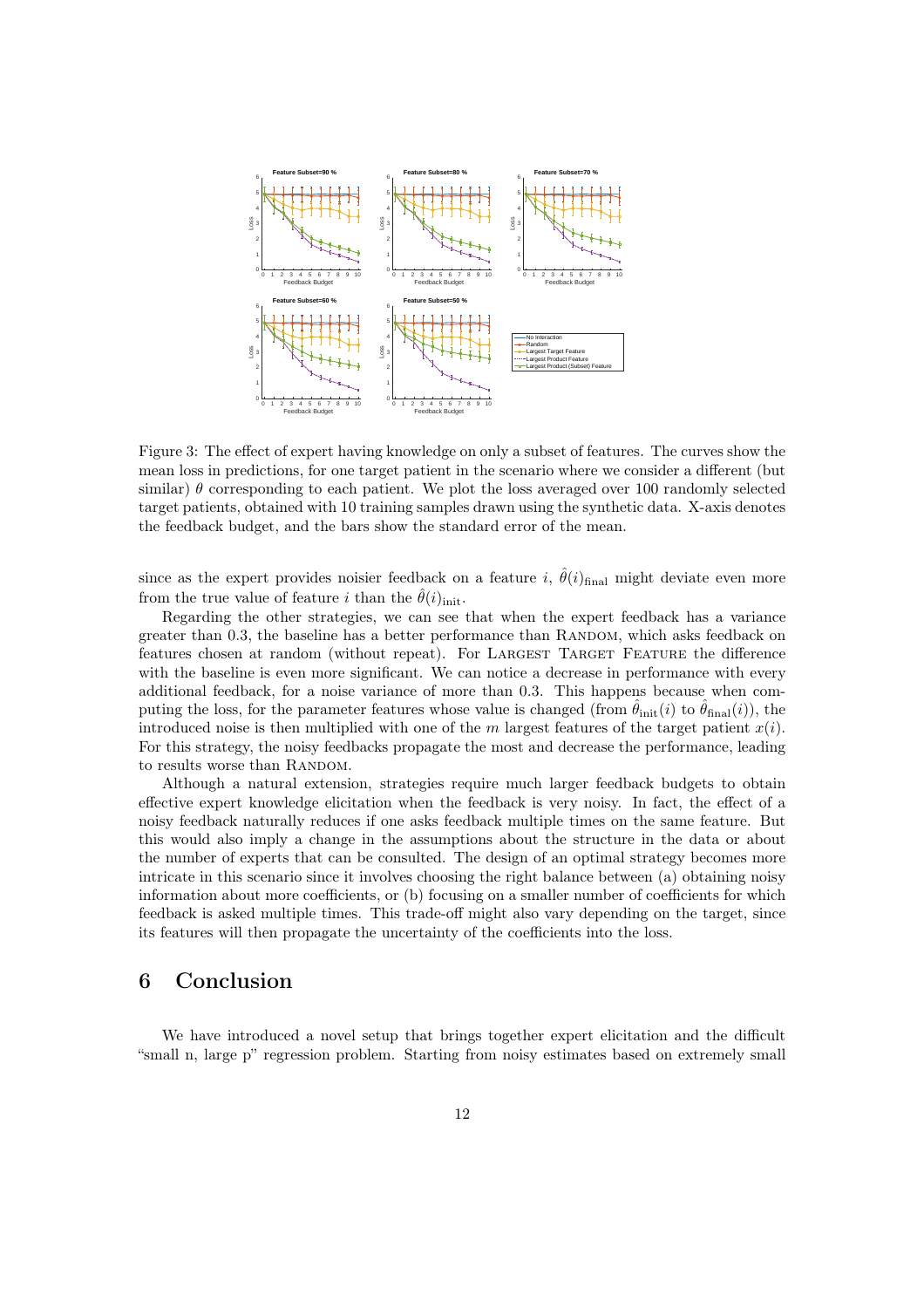Figure 3: The effect of expert having knowledge on only a subset of features. The curves show the mean loss in predictions, for one target patient in the scenario where we consider a different (but similar) $\theta$ corresponding to each patient. We plot the loss averaged over 100 randomly selected target patients, obtained with 10 training samples drawn using the synthetic data. X-axis denotes the feedback budget, and the bars show the standard error of the mean.

since as the expert provides noisier feedback on a feature $i$, $\hat{\theta}(i)_{\text{final}}$ might deviate even more from the true value of feature $i$ than the $\hat{\theta}(i)_{\text{init}}$.

Regarding the other strategies, we can see that when the expert feedback has a variance greater than 0.3, the baseline has a better performance than RANDOM, which asks feedback on features chosen at random (without repeat). For LARGEST TARGET FEATURE the difference with the baseline is even more significant. We can notice a decrease in performance with every additional feedback, for a noise variance of more than 0.3. This happens because when computing the loss, for the parameter features whose value is changed (from $\hat{\theta}_{\text{init}}(i)$ to $\hat{\theta}_{\text{final}}(i)$), the introduced noise is then multiplied with one of the $m$ largest features of the target patient $x(i)$. For this strategy, the noisy feedbacks propagate the most and decrease the performance, leading to results worse than RANDOM.

Although a natural extension, strategies require much larger feedback budgets to obtain effective expert knowledge elicitation when the feedback is very noisy. In fact, the effect of a noisy feedback naturally reduces if one asks feedback multiple times on the same feature. But this would also imply a change in the assumptions about the structure in the data or about the number of experts that can be consulted. The design of an optimal strategy becomes more intricate in this scenario since it involves choosing the right balance between (a) obtaining noisy information about more coefficients, or (b) focusing on a smaller number of coefficients for which feedback is asked multiple times. This trade-off might also vary depending on the target, since its features will then propagate the uncertainty of the coefficients into the loss.

# 6 Conclusion

We have introduced a novel setup that brings together expert elicitation and the difficult "small n, large p" regression problem. Starting from noisy estimates based on extremely small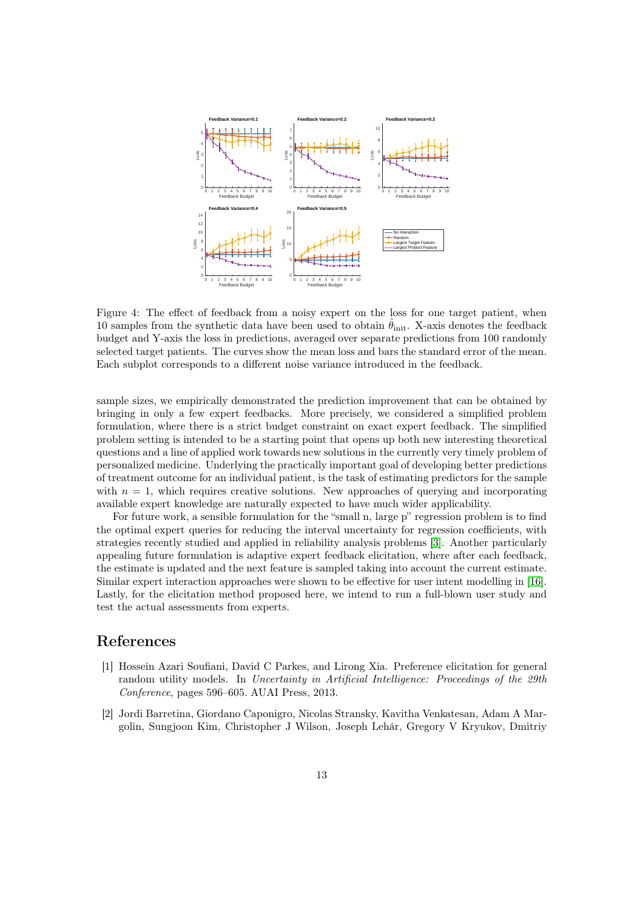Figure 4: The effect of feedback from a noisy expert on the loss for one target patient, when 10 samples from the synthetic data have been used to obtain $\hat{\theta}_{\text{init}}$. X-axis denotes the feedback budget and Y-axis the loss in predictions, averaged over separate predictions from 100 randomly selected target patients. The curves show the mean loss and bars the standard error of the mean. Each subplot corresponds to a different noise variance introduced in the feedback.

sample sizes, we empirically demonstrated the prediction improvement that can be obtained by bringing in only a few expert feedbacks. More precisely, we considered a simplified problem formulation, where there is a strict budget constraint on exact expert feedback. The simplified problem setting is intended to be a starting point that opens up both new interesting theoretical questions and a line of applied work towards new solutions in the currently very timely problem of personalized medicine. Underlying the practically important goal of developing better predictions of treatment outcome for an individual patient, is the task of estimating predictors for the sample with $n = 1$, which requires creative solutions. New approaches of querying and incorporating available expert knowledge are naturally expected to have much wider applicability.

For future work, a sensible formulation for the "small n, large p" regression problem is to find the optimal expert queries for reducing the interval uncertainty for regression coefficients, with strategies recently studied and applied in reliability analysis problems [3]. Another particularly appealing future formulation is adaptive expert feedback elicitation, where after each feedback, the estimate is updated and the next feature is sampled taking into account the current estimate. Similar expert interaction approaches were shown to be effective for user intent modelling in [16]. Lastly, for the elicitation method proposed here, we intend to run a full-blown user study and test the actual assessments from experts.

## References

[1] Hossein Azari Soufiani, David C Parkes, and Lirong Xia. Preference elicitation for general random utility models. In *Uncertainty in Artificial Intelligence: Proceedings of the 29th Conference*, pages 596–605. AUAI Press, 2013.

[2] Jordi Barretina, Giordano Caponigro, Nicolas Stransky, Kavitha Venkatesan, Adam A Margolin, Sungjoon Kim, Christopher J Wilson, Joseph Lehár, Gregory V Kryukov, Dmitriy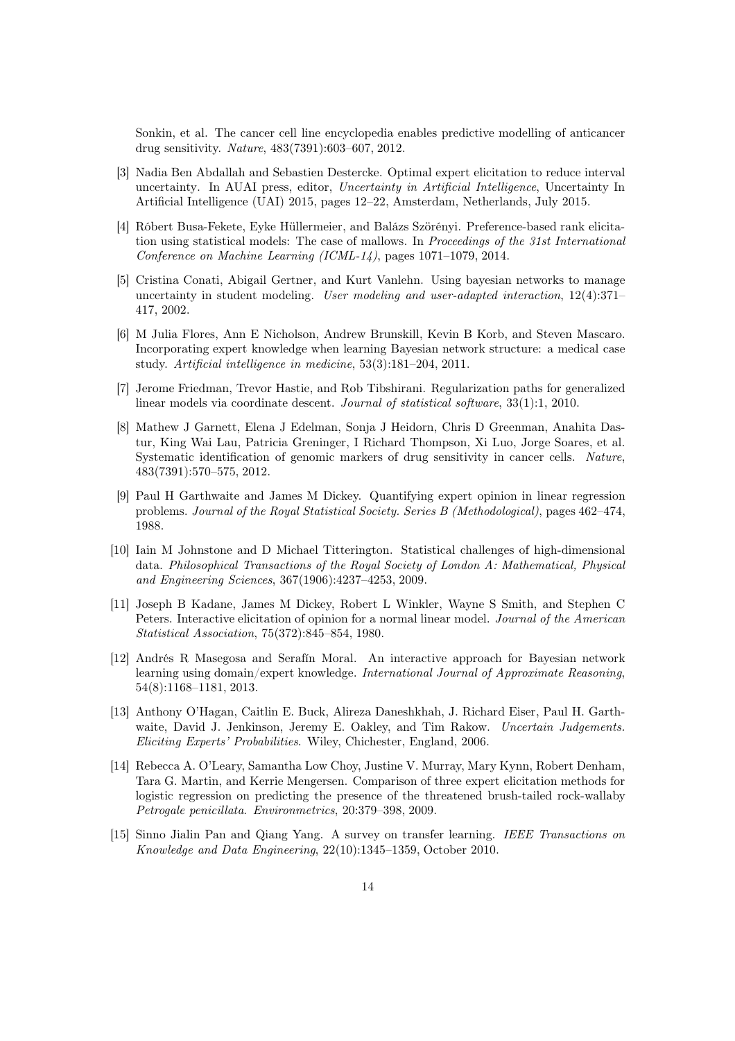Sonkin, et al. The cancer cell line encyclopedia enables predictive modelling of anticancer drug sensitivity. *Nature*, 483(7391):603–607, 2012.

[3] Nadia Ben Abdallah and Sebastien Destercke. Optimal expert elicitation to reduce interval uncertainty. In AUAI press, editor, *Uncertainty in Artificial Intelligence*, Uncertainty In Artificial Intelligence (UAI) 2015, pages 12–22, Amsterdam, Netherlands, July 2015.

[4] Róbert Busa-Fekete, Eyke Hüllermeier, and Balázs Szörényi. Preference-based rank elicitation using statistical models: The case of mallows. In *Proceedings of the 31st International Conference on Machine Learning (ICML-14)*, pages 1071–1079, 2014.

[5] Cristina Conati, Abigail Gertner, and Kurt Vanlehn. Using bayesian networks to manage uncertainty in student modeling. *User modeling and user-adapted interaction*, 12(4):371–417, 2002.

[6] M Julia Flores, Ann E Nicholson, Andrew Brunskill, Kevin B Korb, and Steven Mascaro. Incorporating expert knowledge when learning Bayesian network structure: a medical case study. *Artificial intelligence in medicine*, 53(3):181–204, 2011.

[7] Jerome Friedman, Trevor Hastie, and Rob Tibshirani. Regularization paths for generalized linear models via coordinate descent. *Journal of statistical software*, 33(1):1, 2010.

[8] Mathew J Garnett, Elena J Edelman, Sonja J Heidorn, Chris D Greenman, Anahita Dastur, King Wai Lau, Patricia Greninger, I Richard Thompson, Xi Luo, Jorge Soares, et al. Systematic identification of genomic markers of drug sensitivity in cancer cells. *Nature*, 483(7391):570–575, 2012.

[9] Paul H Garthwaite and James M Dickey. Quantifying expert opinion in linear regression problems. *Journal of the Royal Statistical Society. Series B (Methodological)*, pages 462–474, 1988.

[10] Iain M Johnstone and D Michael Titterington. Statistical challenges of high-dimensional data. *Philosophical Transactions of the Royal Society of London A: Mathematical, Physical and Engineering Sciences*, 367(1906):4237–4253, 2009.

[11] Joseph B Kadane, James M Dickey, Robert L Winkler, Wayne S Smith, and Stephen C Peters. Interactive elicitation of opinion for a normal linear model. *Journal of the American Statistical Association*, 75(372):845–854, 1980.

[12] Andrés R Masegosa and Serafín Moral. An interactive approach for Bayesian network learning using domain/expert knowledge. *International Journal of Approximate Reasoning*, 54(8):1168–1181, 2013.

[13] Anthony O'Hagan, Caitlin E. Buck, Alireza Daneshkhah, J. Richard Eiser, Paul H. Garthwaite, David J. Jenkinson, Jeremy E. Oakley, and Tim Rakow. *Uncertain Judgements. Eliciting Experts' Probabilities*. Wiley, Chichester, England, 2006.

[14] Rebecca A. O'Leary, Samantha Low Choy, Justine V. Murray, Mary Kynn, Robert Denham, Tara G. Martin, and Kerrie Mengersen. Comparison of three expert elicitation methods for logistic regression on predicting the presence of the threatened brush-tailed rock-wallaby *Petrogale penicillata*. *Environmetrics*, 20:379–398, 2009.

[15] Sinno Jialin Pan and Qiang Yang. A survey on transfer learning. *IEEE Transactions on Knowledge and Data Engineering*, 22(10):1345–1359, October 2010.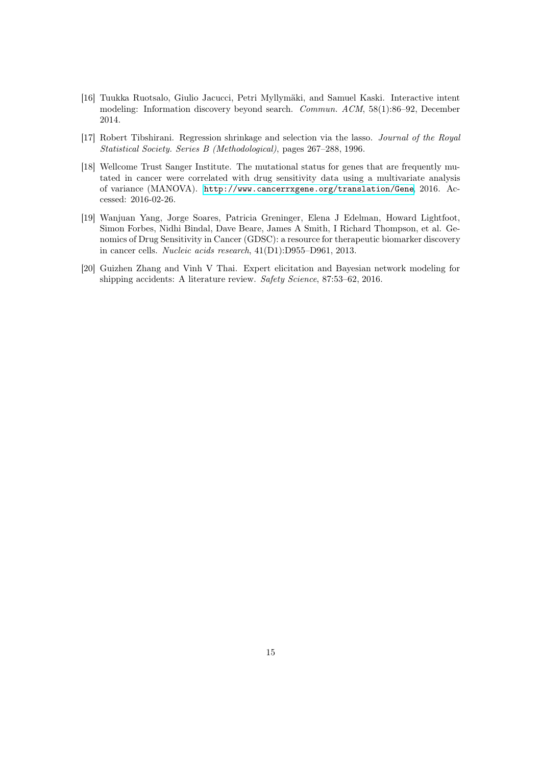[16] Tuukka Ruotsalo, Giulio Jacucci, Petri Myllymäki, and Samuel Kaski. Interactive intent modeling: Information discovery beyond search. *Commun. ACM*, 58(1):86–92, December 2014.

[17] Robert Tibshirani. Regression shrinkage and selection via the lasso. *Journal of the Royal Statistical Society. Series B (Methodological)*, pages 267–288, 1996.

[18] Wellcome Trust Sanger Institute. The mutational status for genes that are frequently mutated in cancer were correlated with drug sensitivity data using a multivariate analysis of variance (MANOVA). `http://www.cancerrxgene.org/translation/Gene`, 2016. Accessed: 2016-02-26.

[19] Wanjuan Yang, Jorge Soares, Patricia Greninger, Elena J Edelman, Howard Lightfoot, Simon Forbes, Nidhi Bindal, Dave Beare, James A Smith, I Richard Thompson, et al. Genomics of Drug Sensitivity in Cancer (GDSC): a resource for therapeutic biomarker discovery in cancer cells. *Nucleic acids research*, 41(D1):D955–D961, 2013.

[20] Guizhen Zhang and Vinh V Thai. Expert elicitation and Bayesian network modeling for shipping accidents: A literature review. *Safety Science*, 87:53–62, 2016.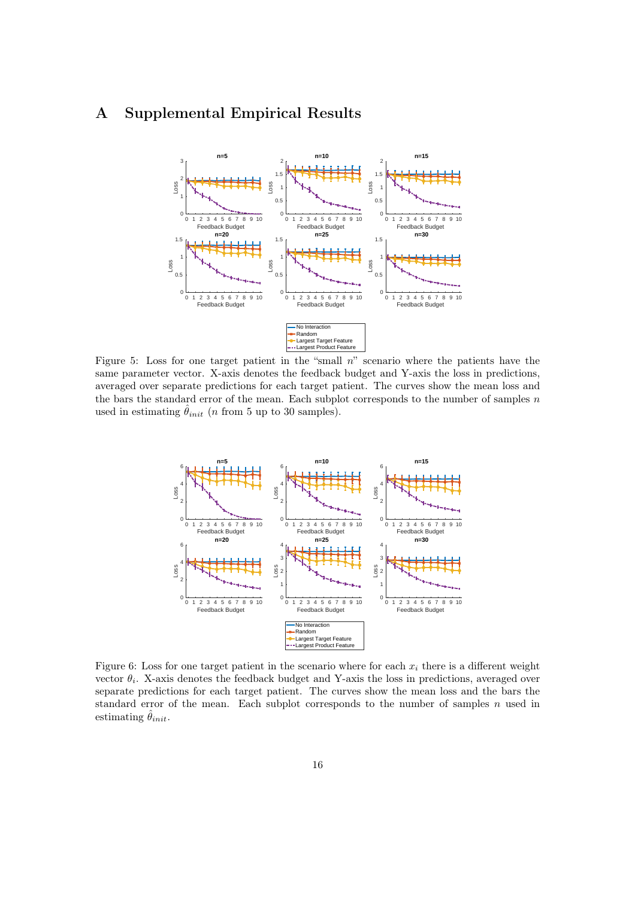# A Supplemental Empirical Results

n=5
n=10
n=15
n=20
n=25
n=30

Loss

Feedback Budget

0 1 2 3 4 5 6 7 8 9 10

No Interaction
Random
Largest Target Feature
Largest Product Feature

Figure 5: Loss for one target patient in the "small $n$" scenario where the patients have the same parameter vector. X-axis denotes the feedback budget and Y-axis the loss in predictions, averaged over separate predictions for each target patient. The curves show the mean loss and the bars the standard error of the mean. Each subplot corresponds to the number of samples $n$ used in estimating $\hat{\theta}_{init}$ ($n$ from 5 up to 30 samples).

n=5
n=10
n=15
n=20
n=25
n=30

Loss

Feedback Budget

0 1 2 3 4 5 6 7 8 9 10

No Interaction
Random
Largest Target Feature
Largest Product Feature

Figure 6: Loss for one target patient in the scenario where for each $x_i$ there is a different weight vector $\theta_i$. X-axis denotes the feedback budget and Y-axis the loss in predictions, averaged over separate predictions for each target patient. The curves show the mean loss and the bars the standard error of the mean. Each subplot corresponds to the number of samples $n$ used in estimating $\hat{\theta}_{init}$.